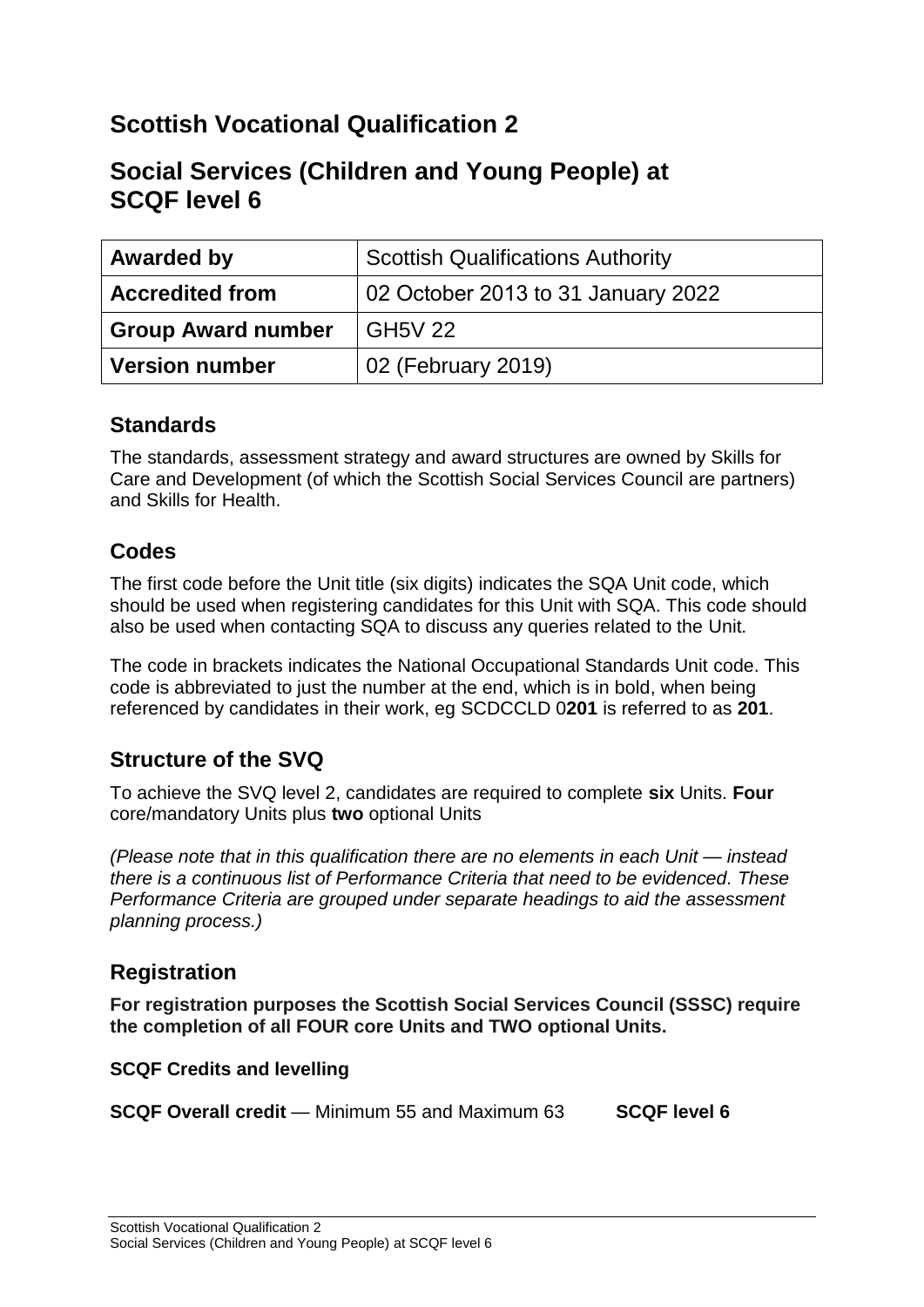# Scottish Vocational Qualification 2

# Social Services (Children and Young People) at SCQF level 6

| **Awarded by** | Scottish Qualifications Authority |
|---|---|
| **Accredited from** | 02 October 2013 to 31 January 2022 |
| **Group Award number** | GH5V 22 |
| **Version number** | 02 (February 2019) |

## Standards

The standards, assessment strategy and award structures are owned by Skills for Care and Development (of which the Scottish Social Services Council are partners) and Skills for Health.

## Codes

The first code before the Unit title (six digits) indicates the SQA Unit code, which should be used when registering candidates for this Unit with SQA. This code should also be used when contacting SQA to discuss any queries related to the Unit.

The code in brackets indicates the National Occupational Standards Unit code. This code is abbreviated to just the number at the end, which is in bold, when being referenced by candidates in their work, eg SCDCCLD 0**201** is referred to as **201**.

## Structure of the SVQ

To achieve the SVQ level 2, candidates are required to complete **six** Units. **Four** core/mandatory Units plus **two** optional Units

*(Please note that in this qualification there are no elements in each Unit — instead there is a continuous list of Performance Criteria that need to be evidenced. These Performance Criteria are grouped under separate headings to aid the assessment planning process.)*

## Registration

**For registration purposes the Scottish Social Services Council (SSSC) require the completion of all FOUR core Units and TWO optional Units.**

**SCQF Credits and levelling**

**SCQF Overall credit** — Minimum 55 and Maximum 63 **SCQF level 6**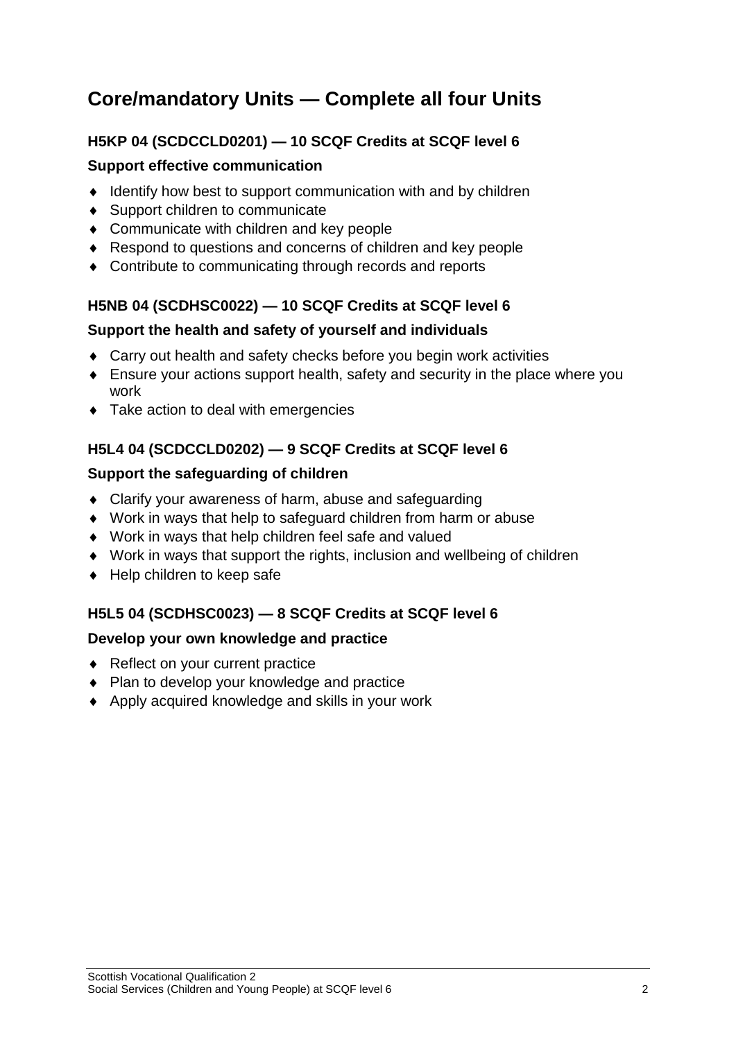# Core/mandatory Units — Complete all four Units

### H5KP 04 (SCDCCLD0201) — 10 SCQF Credits at SCQF level 6

**Support effective communication**

- Identify how best to support communication with and by children
- Support children to communicate
- Communicate with children and key people
- Respond to questions and concerns of children and key people
- Contribute to communicating through records and reports

### H5NB 04 (SCDHSC0022) — 10 SCQF Credits at SCQF level 6

**Support the health and safety of yourself and individuals**

- Carry out health and safety checks before you begin work activities
- Ensure your actions support health, safety and security in the place where you work
- Take action to deal with emergencies

### H5L4 04 (SCDCCLD0202) — 9 SCQF Credits at SCQF level 6

**Support the safeguarding of children**

- Clarify your awareness of harm, abuse and safeguarding
- Work in ways that help to safeguard children from harm or abuse
- Work in ways that help children feel safe and valued
- Work in ways that support the rights, inclusion and wellbeing of children
- Help children to keep safe

### H5L5 04 (SCDHSC0023) — 8 SCQF Credits at SCQF level 6

**Develop your own knowledge and practice**

- Reflect on your current practice
- Plan to develop your knowledge and practice
- Apply acquired knowledge and skills in your work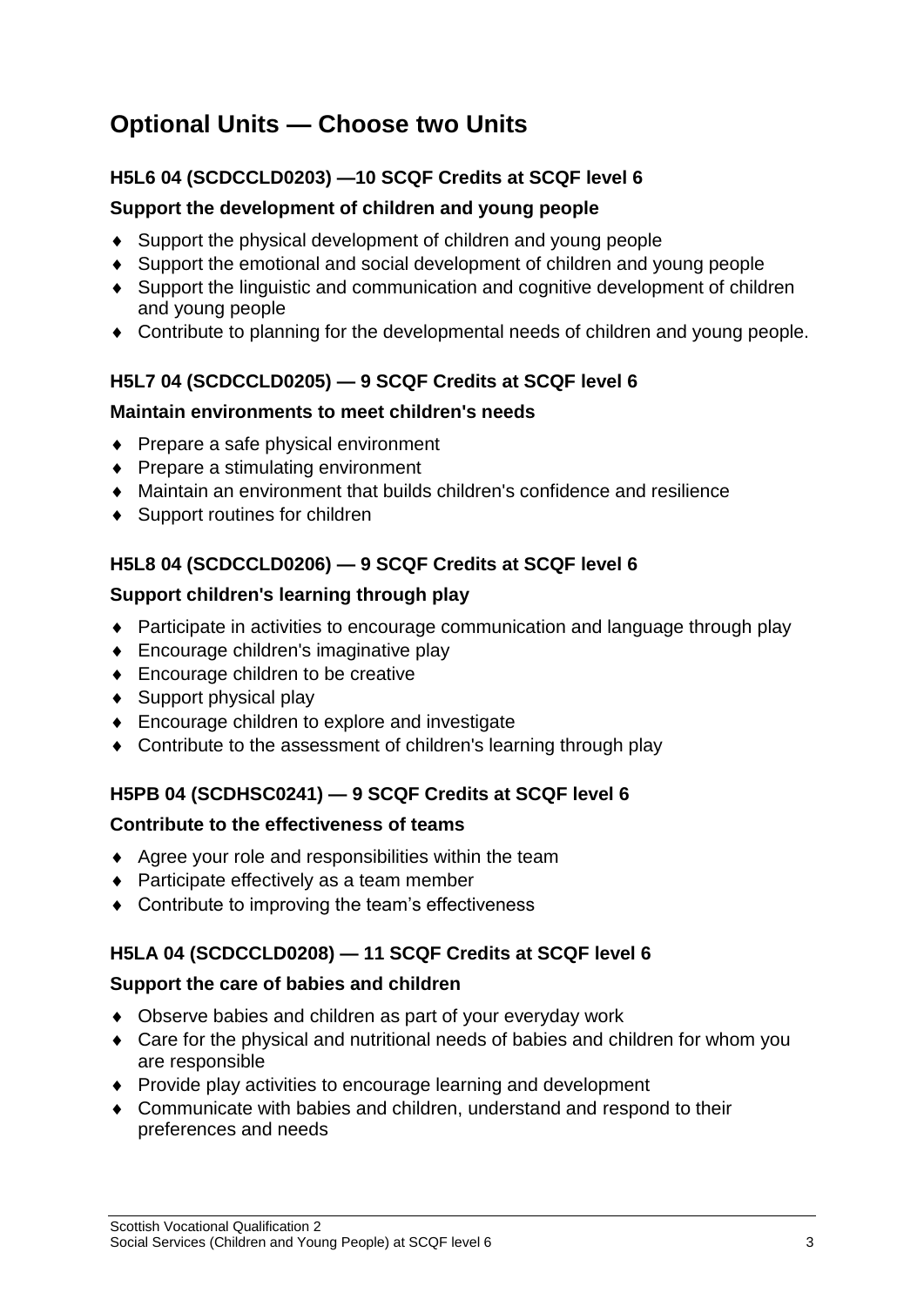## Optional Units — Choose two Units

### H5L6 04 (SCDCCLD0203) —10 SCQF Credits at SCQF level 6

**Support the development of children and young people**

- Support the physical development of children and young people
- Support the emotional and social development of children and young people
- Support the linguistic and communication and cognitive development of children and young people
- Contribute to planning for the developmental needs of children and young people.

### H5L7 04 (SCDCCLD0205) — 9 SCQF Credits at SCQF level 6

**Maintain environments to meet children's needs**

- Prepare a safe physical environment
- Prepare a stimulating environment
- Maintain an environment that builds children's confidence and resilience
- Support routines for children

### H5L8 04 (SCDCCLD0206) — 9 SCQF Credits at SCQF level 6

**Support children's learning through play**

- Participate in activities to encourage communication and language through play
- Encourage children's imaginative play
- Encourage children to be creative
- Support physical play
- Encourage children to explore and investigate
- Contribute to the assessment of children's learning through play

### H5PB 04 (SCDHSC0241) — 9 SCQF Credits at SCQF level 6

**Contribute to the effectiveness of teams**

- Agree your role and responsibilities within the team
- Participate effectively as a team member
- Contribute to improving the team's effectiveness

### H5LA 04 (SCDCCLD0208) — 11 SCQF Credits at SCQF level 6

**Support the care of babies and children**

- Observe babies and children as part of your everyday work
- Care for the physical and nutritional needs of babies and children for whom you are responsible
- Provide play activities to encourage learning and development
- Communicate with babies and children, understand and respond to their preferences and needs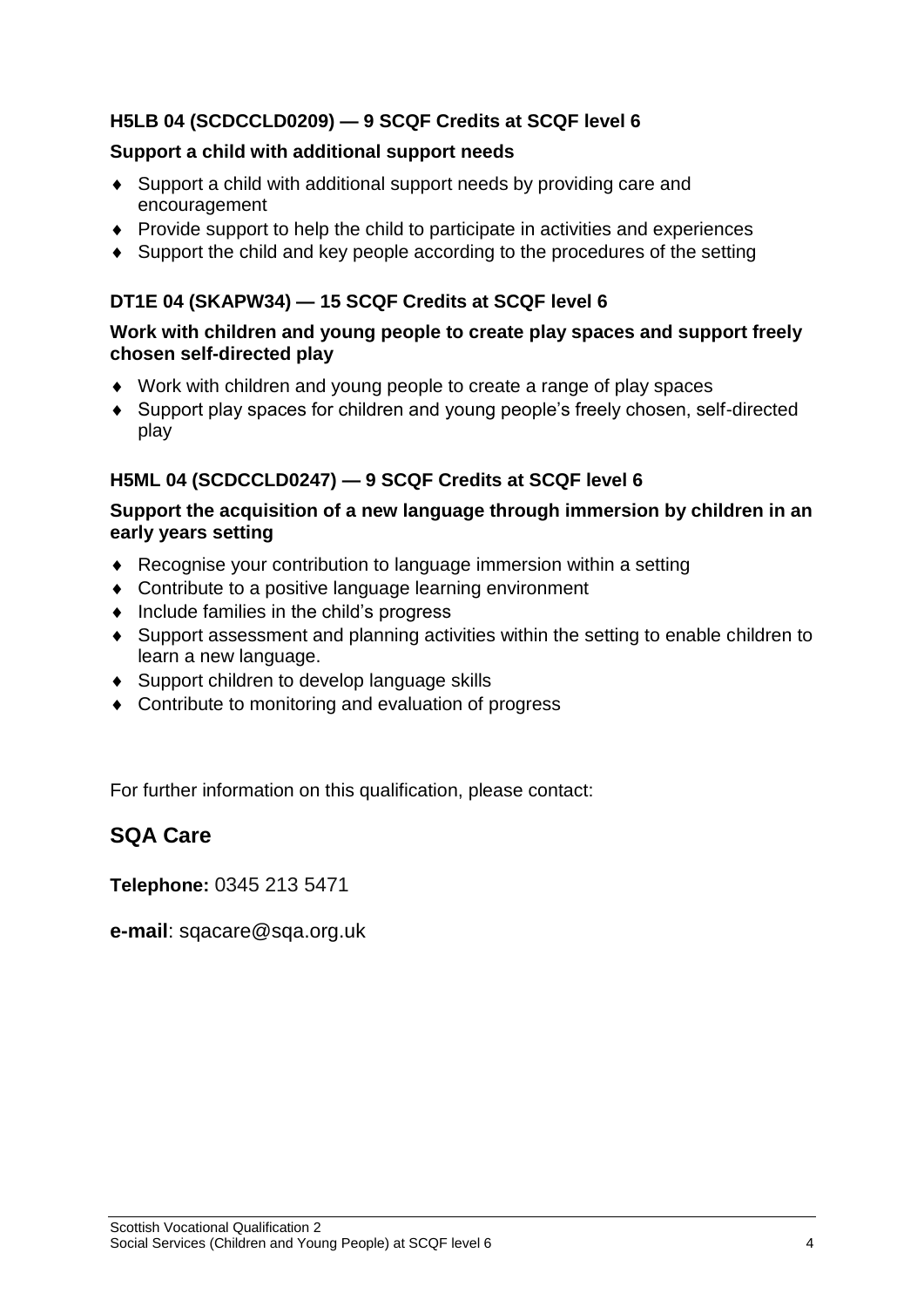**H5LB 04 (SCDCCLD0209) — 9 SCQF Credits at SCQF level 6**

**Support a child with additional support needs**

- Support a child with additional support needs by providing care and encouragement
- Provide support to help the child to participate in activities and experiences
- Support the child and key people according to the procedures of the setting

**DT1E 04 (SKAPW34) — 15 SCQF Credits at SCQF level 6**

**Work with children and young people to create play spaces and support freely chosen self-directed play**

- Work with children and young people to create a range of play spaces
- Support play spaces for children and young people's freely chosen, self-directed play

**H5ML 04 (SCDCCLD0247) — 9 SCQF Credits at SCQF level 6**

**Support the acquisition of a new language through immersion by children in an early years setting**

- Recognise your contribution to language immersion within a setting
- Contribute to a positive language learning environment
- Include families in the child's progress
- Support assessment and planning activities within the setting to enable children to learn a new language.
- Support children to develop language skills
- Contribute to monitoring and evaluation of progress

For further information on this qualification, please contact:

## SQA Care

**Telephone:** 0345 213 5471

**e-mail**: sqacare@sqa.org.uk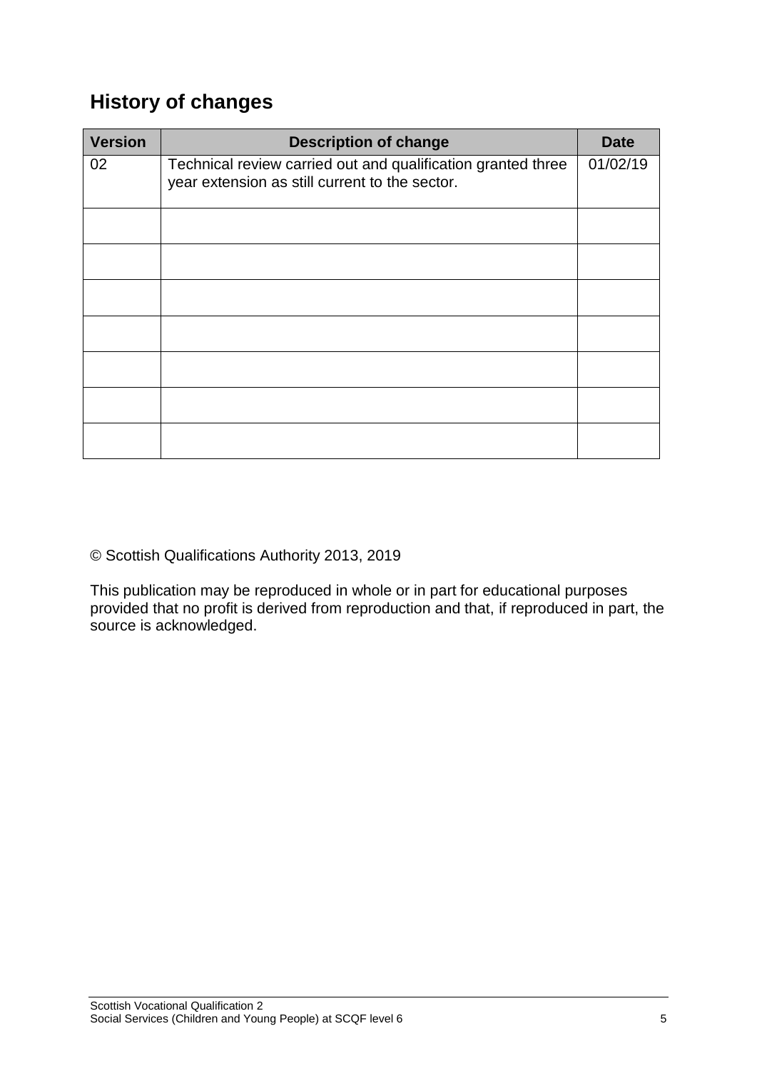## History of changes

| Version | Description of change | Date |
| --- | --- | --- |
| 02 | Technical review carried out and qualification granted three year extension as still current to the sector. | 01/02/19 |
| | | |
| | | |
| | | |
| | | |
| | | |
| | | |
| | | |

© Scottish Qualifications Authority 2013, 2019

This publication may be reproduced in whole or in part for educational purposes provided that no profit is derived from reproduction and that, if reproduced in part, the source is acknowledged.